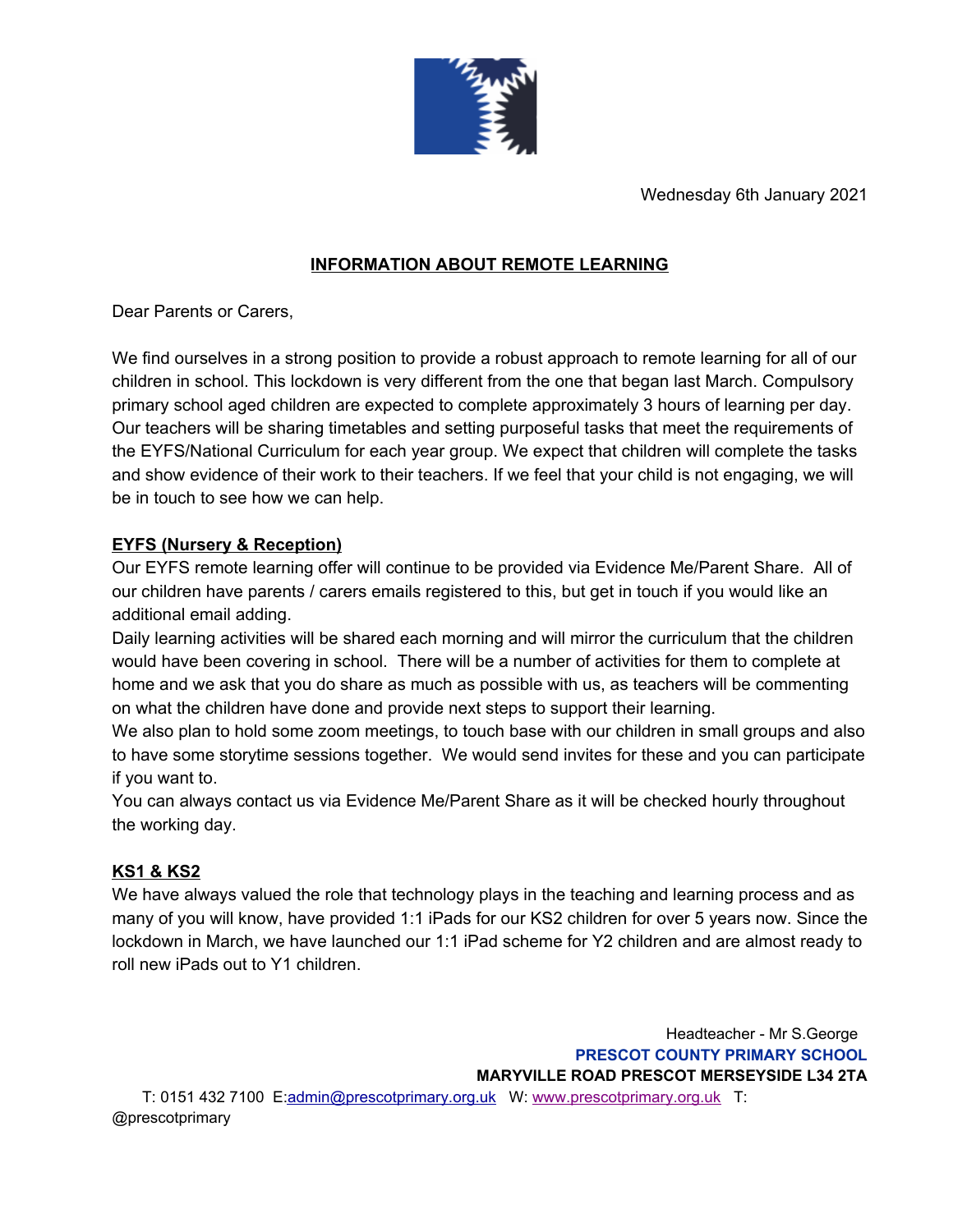Wednesday 6th January 2021

## INFORMATION ABOUT REMOTE LEARNING

Dear Parents or Carers,

We find ourselves in a strong position to provide a robust approach to remote learning for all of our children in school. This lockdown is very different from the one that began last March. Compulsory primary school aged children are expected to complete approximately 3 hours of learning per day. Our teachers will be sharing timetables and setting purposeful tasks that meet the requirements of the EYFS/National Curriculum for each year group. We expect that children will complete the tasks and show evidence of their work to their teachers. If we feel that your child is not engaging, we will be in touch to see how we can help.

### EYFS (Nursery & Reception)

Our EYFS remote learning offer will continue to be provided via Evidence Me/Parent Share. All of our children have parents / carers emails registered to this, but get in touch if you would like an additional email adding.

Daily learning activities will be shared each morning and will mirror the curriculum that the children would have been covering in school. There will be a number of activities for them to complete at home and we ask that you do share as much as possible with us, as teachers will be commenting on what the children have done and provide next steps to support their learning.

We also plan to hold some zoom meetings, to touch base with our children in small groups and also to have some storytime sessions together. We would send invites for these and you can participate if you want to.

You can always contact us via Evidence Me/Parent Share as it will be checked hourly throughout the working day.

### KS1 & KS2

We have always valued the role that technology plays in the teaching and learning process and as many of you will know, have provided 1:1 iPads for our KS2 children for over 5 years now. Since the lockdown in March, we have launched our 1:1 iPad scheme for Y2 children and are almost ready to roll new iPads out to Y1 children.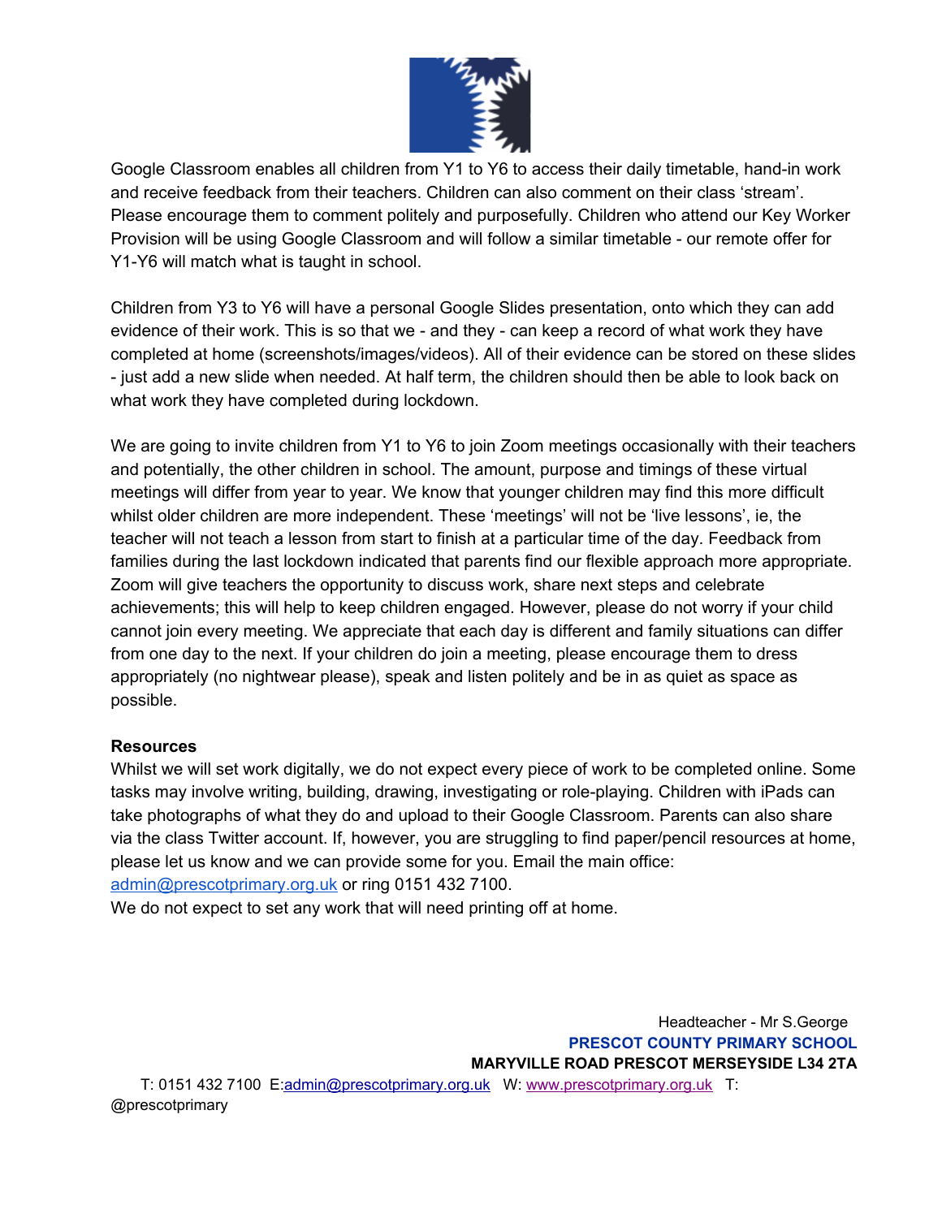Google Classroom enables all children from Y1 to Y6 to access their daily timetable, hand-in work and receive feedback from their teachers. Children can also comment on their class 'stream'. Please encourage them to comment politely and purposefully. Children who attend our Key Worker Provision will be using Google Classroom and will follow a similar timetable - our remote offer for Y1-Y6 will match what is taught in school.

Children from Y3 to Y6 will have a personal Google Slides presentation, onto which they can add evidence of their work. This is so that we - and they - can keep a record of what work they have completed at home (screenshots/images/videos). All of their evidence can be stored on these slides - just add a new slide when needed. At half term, the children should then be able to look back on what work they have completed during lockdown.

We are going to invite children from Y1 to Y6 to join Zoom meetings occasionally with their teachers and potentially, the other children in school. The amount, purpose and timings of these virtual meetings will differ from year to year. We know that younger children may find this more difficult whilst older children are more independent. These 'meetings' will not be 'live lessons', ie, the teacher will not teach a lesson from start to finish at a particular time of the day. Feedback from families during the last lockdown indicated that parents find our flexible approach more appropriate. Zoom will give teachers the opportunity to discuss work, share next steps and celebrate achievements; this will help to keep children engaged. However, please do not worry if your child cannot join every meeting. We appreciate that each day is different and family situations can differ from one day to the next. If your children do join a meeting, please encourage them to dress appropriately (no nightwear please), speak and listen politely and be in as quiet as space as possible.

**Resources**

Whilst we will set work digitally, we do not expect every piece of work to be completed online. Some tasks may involve writing, building, drawing, investigating or role-playing. Children with iPads can take photographs of what they do and upload to their Google Classroom. Parents can also share via the class Twitter account. If, however, you are struggling to find paper/pencil resources at home, please let us know and we can provide some for you. Email the main office: admin@prescotprimary.org.uk or ring 0151 432 7100.

We do not expect to set any work that will need printing off at home.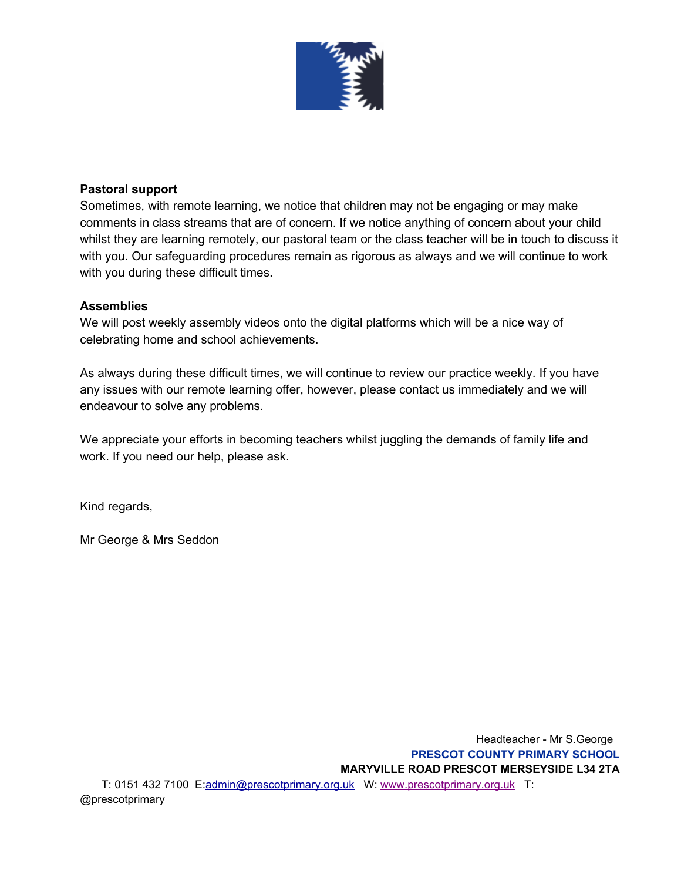**Pastoral support**

Sometimes, with remote learning, we notice that children may not be engaging or may make comments in class streams that are of concern. If we notice anything of concern about your child whilst they are learning remotely, our pastoral team or the class teacher will be in touch to discuss it with you. Our safeguarding procedures remain as rigorous as always and we will continue to work with you during these difficult times.

**Assemblies**

We will post weekly assembly videos onto the digital platforms which will be a nice way of celebrating home and school achievements.

As always during these difficult times, we will continue to review our practice weekly. If you have any issues with our remote learning offer, however, please contact us immediately and we will endeavour to solve any problems.

We appreciate your efforts in becoming teachers whilst juggling the demands of family life and work. If you need our help, please ask.

Kind regards,

Mr George & Mrs Seddon

Headteacher - Mr S.George
**PRESCOT COUNTY PRIMARY SCHOOL**
**MARYVILLE ROAD PRESCOT MERSEYSIDE L34 2TA**
T: 0151 432 7100 E:admin@prescotprimary.org.uk W: www.prescotprimary.org.uk T: @prescotprimary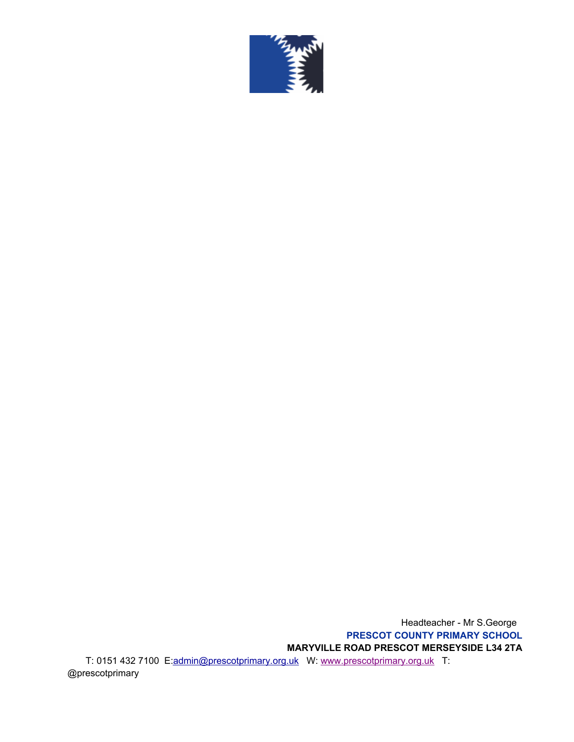Headteacher - Mr S.George

**PRESCOT COUNTY PRIMARY SCHOOL**

**MARYVILLE ROAD PRESCOT MERSEYSIDE L34 2TA**

T: 0151 432 7100 E:admin@prescotprimary.org.uk W: www.prescotprimary.org.uk T: @prescotprimary